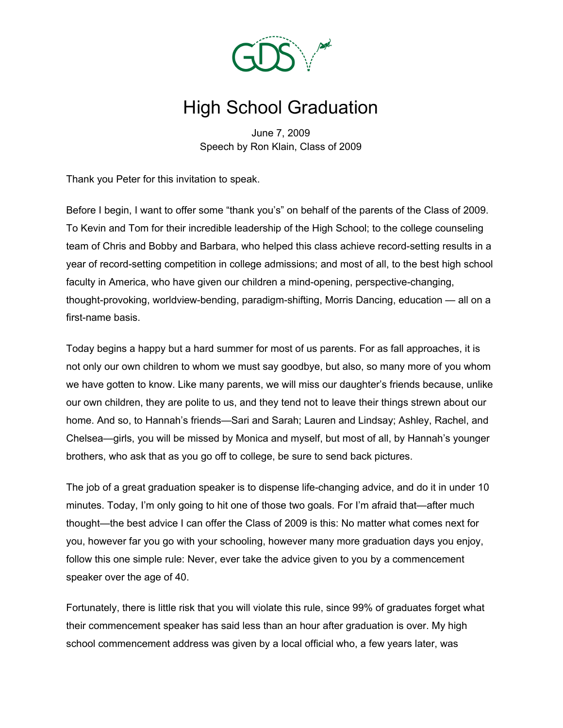# High School Graduation

June 7, 2009
Speech by Ron Klain, Class of 2009

Thank you Peter for this invitation to speak.

Before I begin, I want to offer some "thank you's" on behalf of the parents of the Class of 2009. To Kevin and Tom for their incredible leadership of the High School; to the college counseling team of Chris and Bobby and Barbara, who helped this class achieve record-setting results in a year of record-setting competition in college admissions; and most of all, to the best high school faculty in America, who have given our children a mind-opening, perspective-changing, thought-provoking, worldview-bending, paradigm-shifting, Morris Dancing, education — all on a first-name basis.

Today begins a happy but a hard summer for most of us parents. For as fall approaches, it is not only our own children to whom we must say goodbye, but also, so many more of you whom we have gotten to know. Like many parents, we will miss our daughter's friends because, unlike our own children, they are polite to us, and they tend not to leave their things strewn about our home. And so, to Hannah's friends—Sari and Sarah; Lauren and Lindsay; Ashley, Rachel, and Chelsea—girls, you will be missed by Monica and myself, but most of all, by Hannah's younger brothers, who ask that as you go off to college, be sure to send back pictures.

The job of a great graduation speaker is to dispense life-changing advice, and do it in under 10 minutes. Today, I'm only going to hit one of those two goals. For I'm afraid that—after much thought—the best advice I can offer the Class of 2009 is this: No matter what comes next for you, however far you go with your schooling, however many more graduation days you enjoy, follow this one simple rule: Never, ever take the advice given to you by a commencement speaker over the age of 40.

Fortunately, there is little risk that you will violate this rule, since 99% of graduates forget what their commencement speaker has said less than an hour after graduation is over. My high school commencement address was given by a local official who, a few years later, was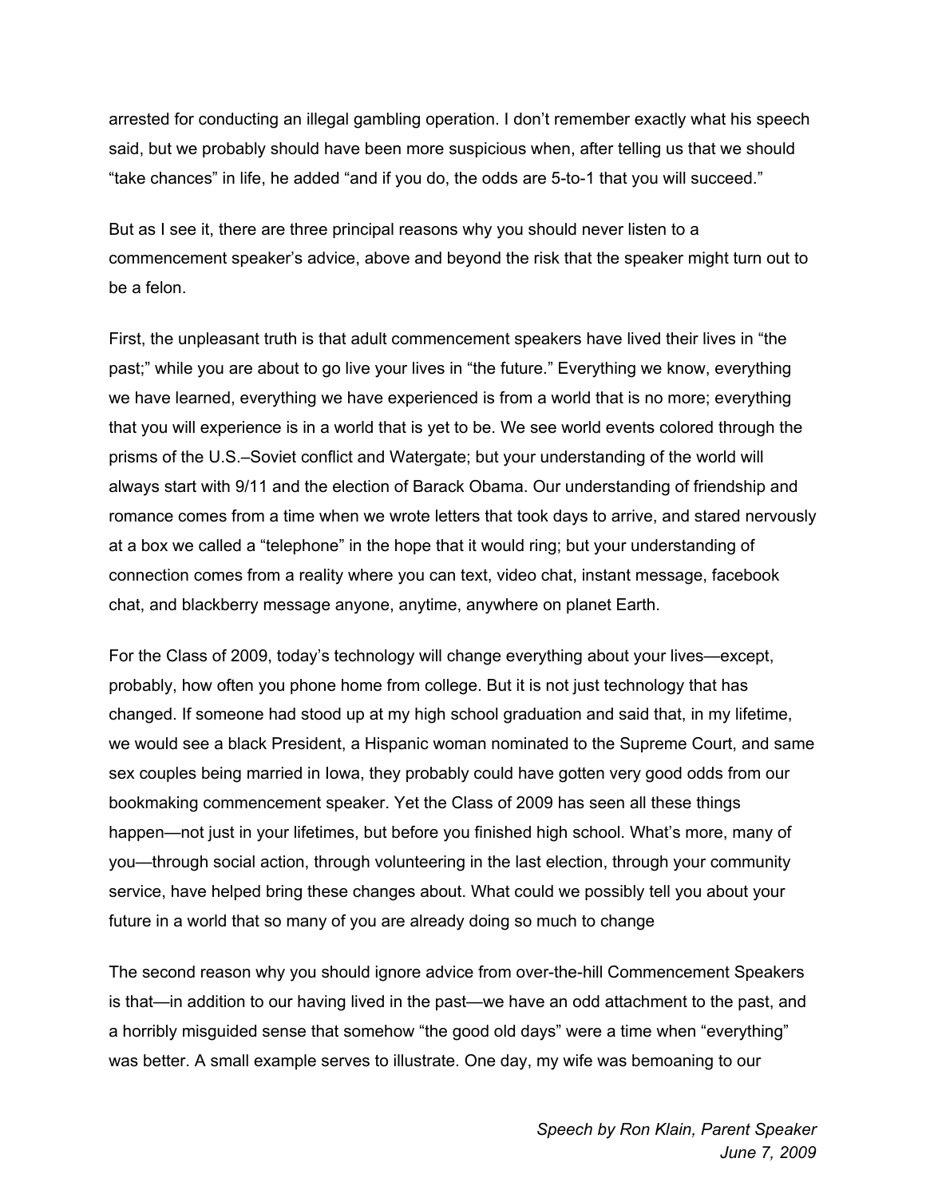arrested for conducting an illegal gambling operation. I don't remember exactly what his speech said, but we probably should have been more suspicious when, after telling us that we should "take chances" in life, he added "and if you do, the odds are 5-to-1 that you will succeed."

But as I see it, there are three principal reasons why you should never listen to a commencement speaker's advice, above and beyond the risk that the speaker might turn out to be a felon.

First, the unpleasant truth is that adult commencement speakers have lived their lives in "the past;" while you are about to go live your lives in "the future." Everything we know, everything we have learned, everything we have experienced is from a world that is no more; everything that you will experience is in a world that is yet to be. We see world events colored through the prisms of the U.S.–Soviet conflict and Watergate; but your understanding of the world will always start with 9/11 and the election of Barack Obama. Our understanding of friendship and romance comes from a time when we wrote letters that took days to arrive, and stared nervously at a box we called a "telephone" in the hope that it would ring; but your understanding of connection comes from a reality where you can text, video chat, instant message, facebook chat, and blackberry message anyone, anytime, anywhere on planet Earth.

For the Class of 2009, today's technology will change everything about your lives—except, probably, how often you phone home from college. But it is not just technology that has changed. If someone had stood up at my high school graduation and said that, in my lifetime, we would see a black President, a Hispanic woman nominated to the Supreme Court, and same sex couples being married in Iowa, they probably could have gotten very good odds from our bookmaking commencement speaker. Yet the Class of 2009 has seen all these things happen—not just in your lifetimes, but before you finished high school. What's more, many of you—through social action, through volunteering in the last election, through your community service, have helped bring these changes about. What could we possibly tell you about your future in a world that so many of you are already doing so much to change

The second reason why you should ignore advice from over-the-hill Commencement Speakers is that—in addition to our having lived in the past—we have an odd attachment to the past, and a horribly misguided sense that somehow "the good old days" were a time when "everything" was better. A small example serves to illustrate. One day, my wife was bemoaning to our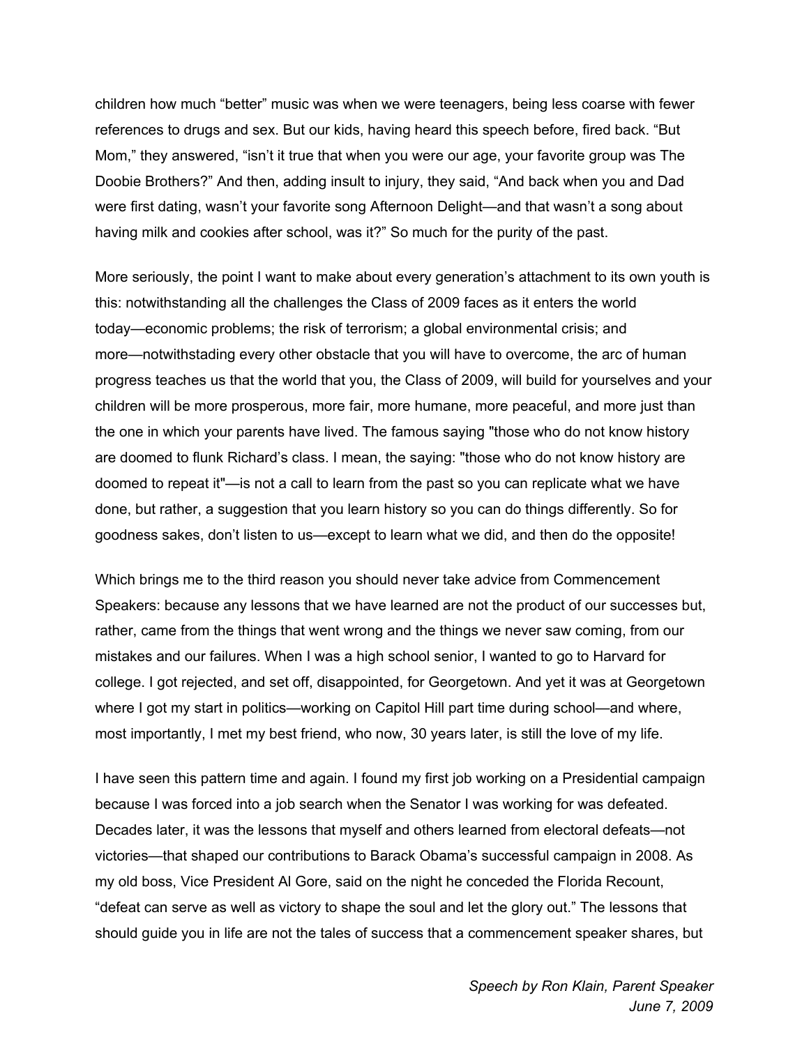children how much "better" music was when we were teenagers, being less coarse with fewer references to drugs and sex. But our kids, having heard this speech before, fired back. "But Mom," they answered, "isn't it true that when you were our age, your favorite group was The Doobie Brothers?" And then, adding insult to injury, they said, "And back when you and Dad were first dating, wasn't your favorite song Afternoon Delight—and that wasn't a song about having milk and cookies after school, was it?" So much for the purity of the past.

More seriously, the point I want to make about every generation's attachment to its own youth is this: notwithstanding all the challenges the Class of 2009 faces as it enters the world today—economic problems; the risk of terrorism; a global environmental crisis; and more—notwithstading every other obstacle that you will have to overcome, the arc of human progress teaches us that the world that you, the Class of 2009, will build for yourselves and your children will be more prosperous, more fair, more humane, more peaceful, and more just than the one in which your parents have lived. The famous saying "those who do not know history are doomed to flunk Richard's class. I mean, the saying: "those who do not know history are doomed to repeat it"—is not a call to learn from the past so you can replicate what we have done, but rather, a suggestion that you learn history so you can do things differently. So for goodness sakes, don't listen to us—except to learn what we did, and then do the opposite!

Which brings me to the third reason you should never take advice from Commencement Speakers: because any lessons that we have learned are not the product of our successes but, rather, came from the things that went wrong and the things we never saw coming, from our mistakes and our failures. When I was a high school senior, I wanted to go to Harvard for college. I got rejected, and set off, disappointed, for Georgetown. And yet it was at Georgetown where I got my start in politics—working on Capitol Hill part time during school—and where, most importantly, I met my best friend, who now, 30 years later, is still the love of my life.

I have seen this pattern time and again. I found my first job working on a Presidential campaign because I was forced into a job search when the Senator I was working for was defeated. Decades later, it was the lessons that myself and others learned from electoral defeats—not victories—that shaped our contributions to Barack Obama's successful campaign in 2008. As my old boss, Vice President Al Gore, said on the night he conceded the Florida Recount, "defeat can serve as well as victory to shape the soul and let the glory out." The lessons that should guide you in life are not the tales of success that a commencement speaker shares, but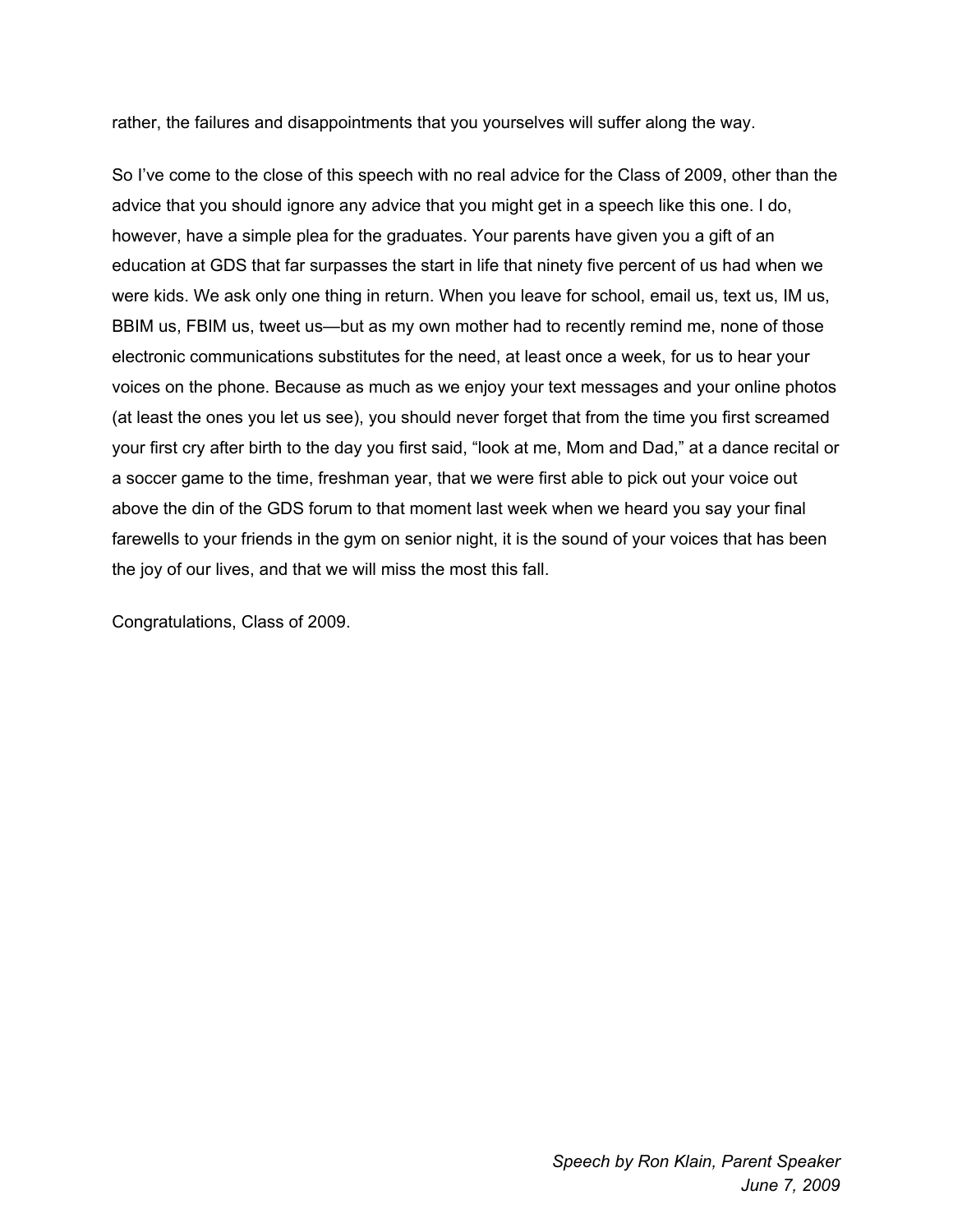rather, the failures and disappointments that you yourselves will suffer along the way.

So I've come to the close of this speech with no real advice for the Class of 2009, other than the advice that you should ignore any advice that you might get in a speech like this one. I do, however, have a simple plea for the graduates. Your parents have given you a gift of an education at GDS that far surpasses the start in life that ninety five percent of us had when we were kids. We ask only one thing in return. When you leave for school, email us, text us, IM us, BBIM us, FBIM us, tweet us—but as my own mother had to recently remind me, none of those electronic communications substitutes for the need, at least once a week, for us to hear your voices on the phone. Because as much as we enjoy your text messages and your online photos (at least the ones you let us see), you should never forget that from the time you first screamed your first cry after birth to the day you first said, "look at me, Mom and Dad," at a dance recital or a soccer game to the time, freshman year, that we were first able to pick out your voice out above the din of the GDS forum to that moment last week when we heard you say your final farewells to your friends in the gym on senior night, it is the sound of your voices that has been the joy of our lives, and that we will miss the most this fall.

Congratulations, Class of 2009.

*Speech by Ron Klain, Parent Speaker*
*June 7, 2009*